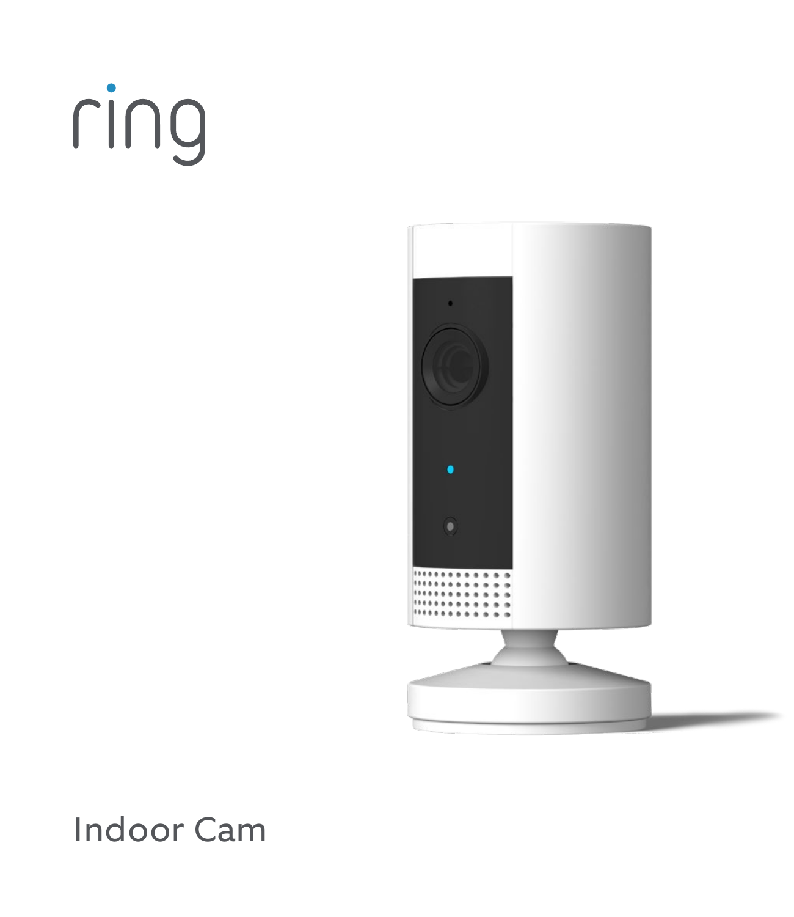ring

# Indoor Cam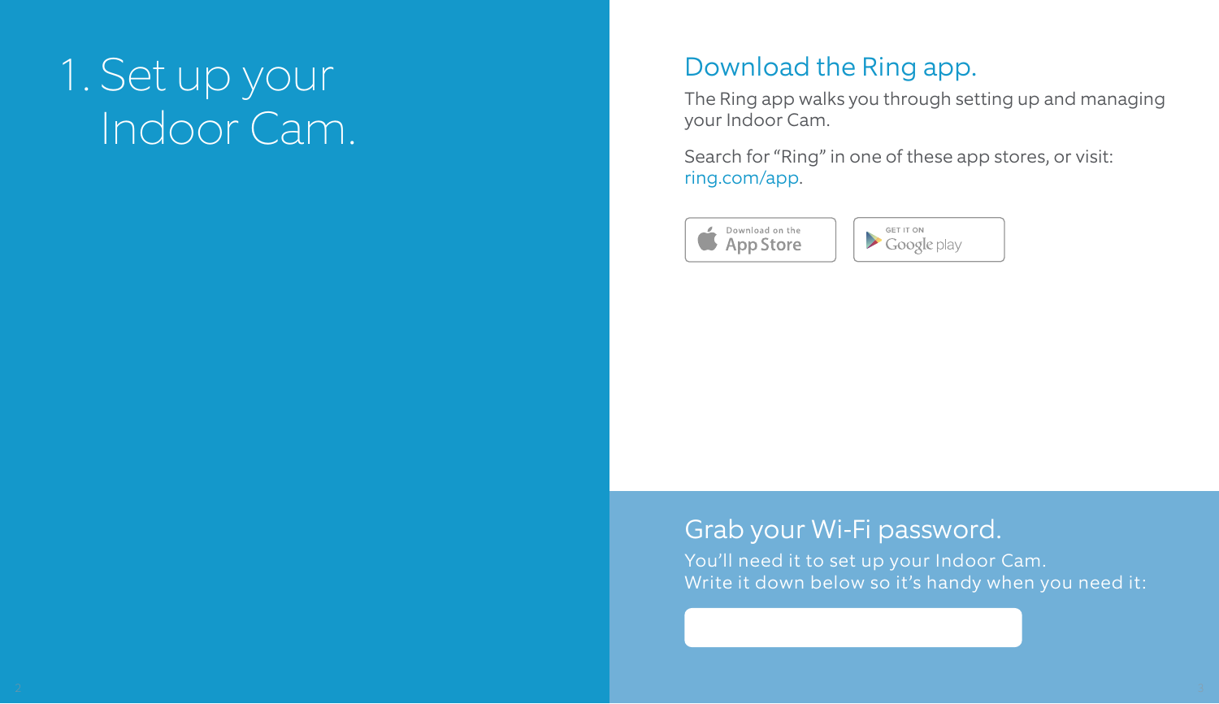# 1. Set up your Indoor Cam.

## Download the Ring app.

The Ring app walks you through setting up and managing your Indoor Cam.

Search for “Ring” in one of these app stores, or visit: ring.com/app.

Download on the App Store

GET IT ON Google play

## Grab your Wi-Fi password.

You’ll need it to set up your Indoor Cam.
Write it down below so it’s handy when you need it: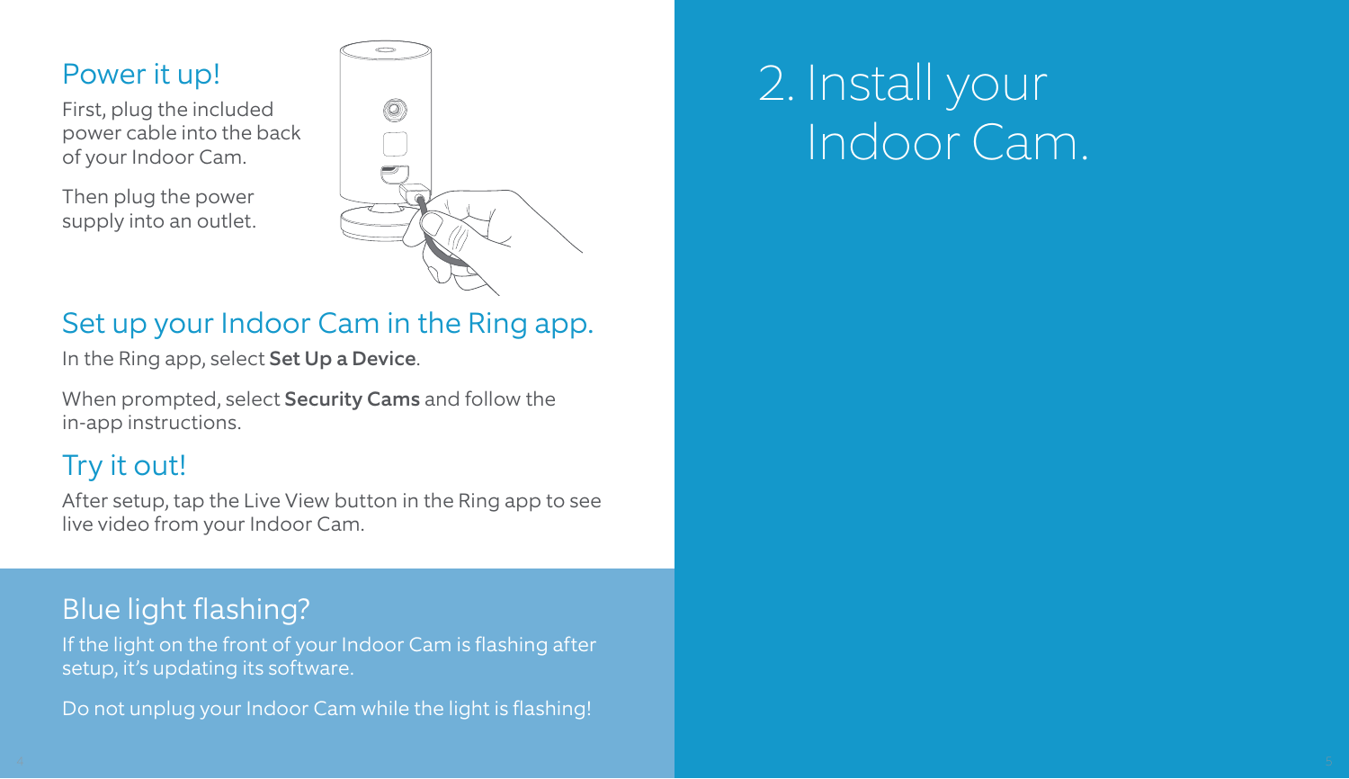## Power it up!

First, plug the included power cable into the back of your Indoor Cam.

Then plug the power supply into an outlet.

## Set up your Indoor Cam in the Ring app.

In the Ring app, select **Set Up a Device**.

When prompted, select **Security Cams** and follow the in-app instructions.

## Try it out!

After setup, tap the Live View button in the Ring app to see live video from your Indoor Cam.

## Blue light flashing?

If the light on the front of your Indoor Cam is flashing after setup, it's updating its software.

Do not unplug your Indoor Cam while the light is flashing!

# 2. Install your Indoor Cam.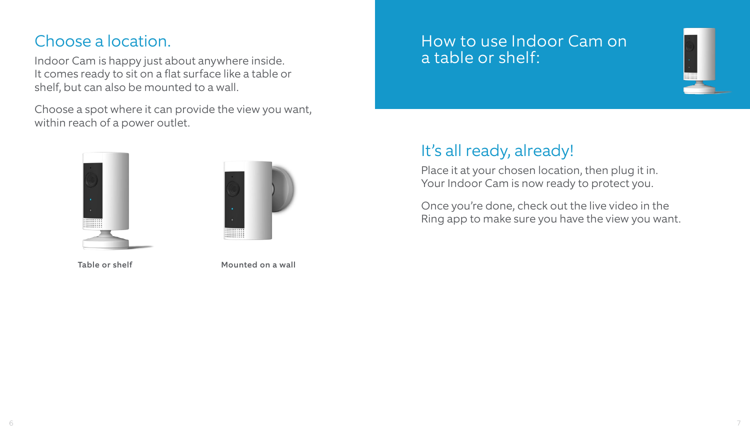## Choose a location.

Indoor Cam is happy just about anywhere inside. It comes ready to sit on a flat surface like a table or shelf, but can also be mounted to a wall.

Choose a spot where it can provide the view you want, within reach of a power outlet.

Table or shelf

Mounted on a wall

## How to use Indoor Cam on a table or shelf:

### It's all ready, already!

Place it at your chosen location, then plug it in. Your Indoor Cam is now ready to protect you.

Once you're done, check out the live video in the Ring app to make sure you have the view you want.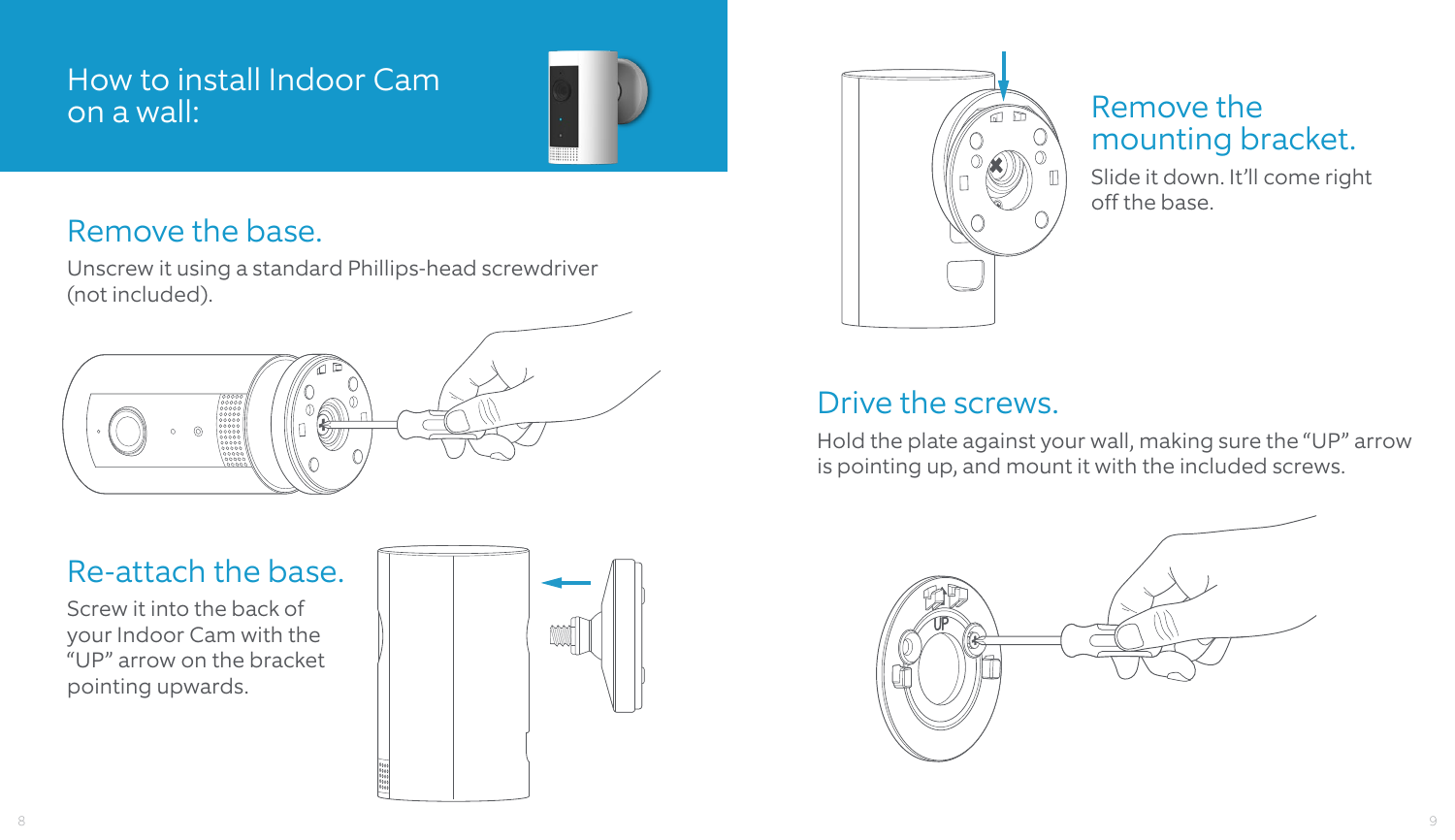# How to install Indoor Cam on a wall:

## Remove the base.

Unscrew it using a standard Phillips-head screwdriver (not included).

## Re-attach the base.

Screw it into the back of your Indoor Cam with the "UP" arrow on the bracket pointing upwards.

## Remove the mounting bracket.

Slide it down. It'll come right off the base.

## Drive the screws.

Hold the plate against your wall, making sure the "UP" arrow is pointing up, and mount it with the included screws.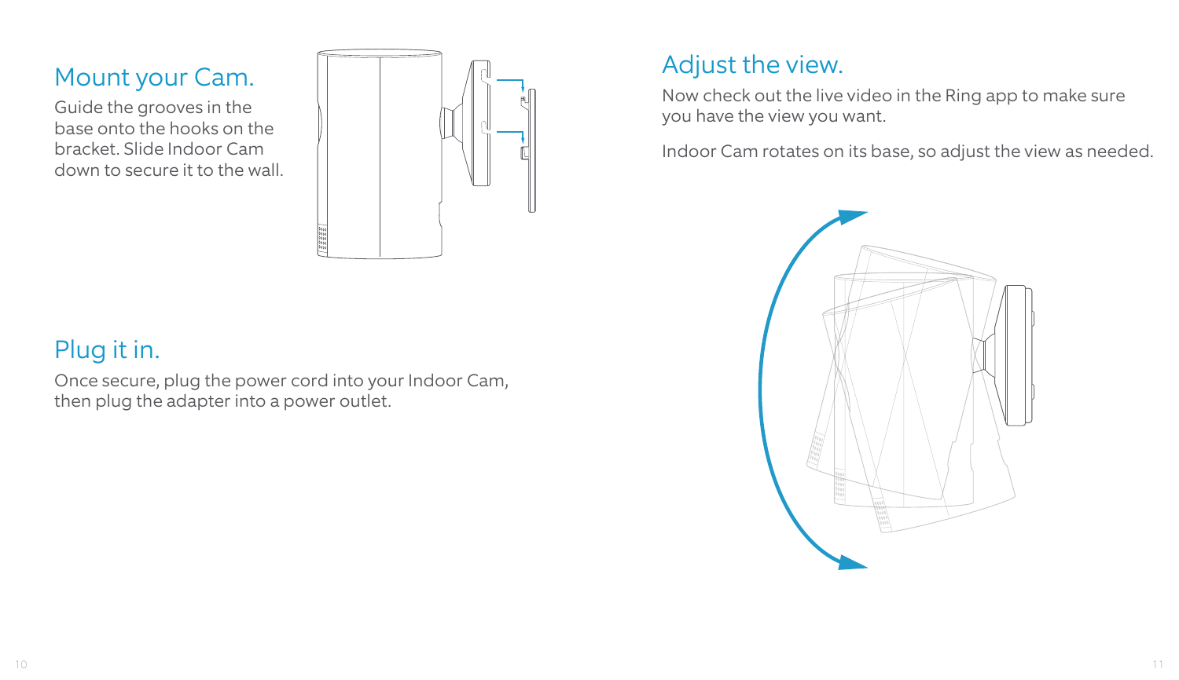## Mount your Cam.

Guide the grooves in the base onto the hooks on the bracket. Slide Indoor Cam down to secure it to the wall.

## Plug it in.

Once secure, plug the power cord into your Indoor Cam, then plug the adapter into a power outlet.

## Adjust the view.

Now check out the live video in the Ring app to make sure you have the view you want.

Indoor Cam rotates on its base, so adjust the view as needed.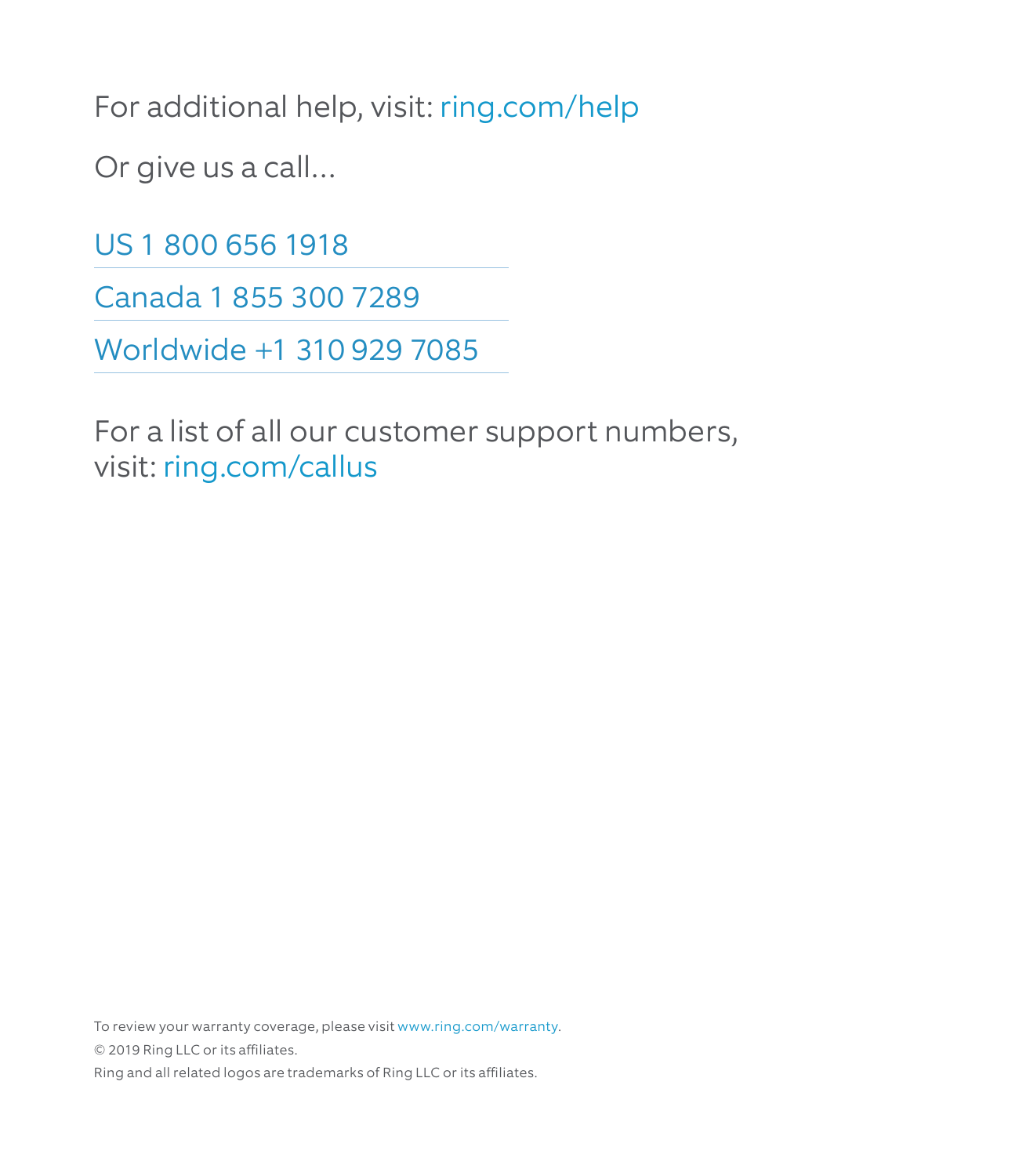For additional help, visit: ring.com/help

Or give us a call…

US 1 800 656 1918

Canada 1 855 300 7289

Worldwide +1 310 929 7085

For a list of all our customer support numbers, visit: ring.com/callus

To review your warranty coverage, please visit www.ring.com/warranty.

© 2019 Ring LLC or its affiliates.

Ring and all related logos are trademarks of Ring LLC or its affiliates.